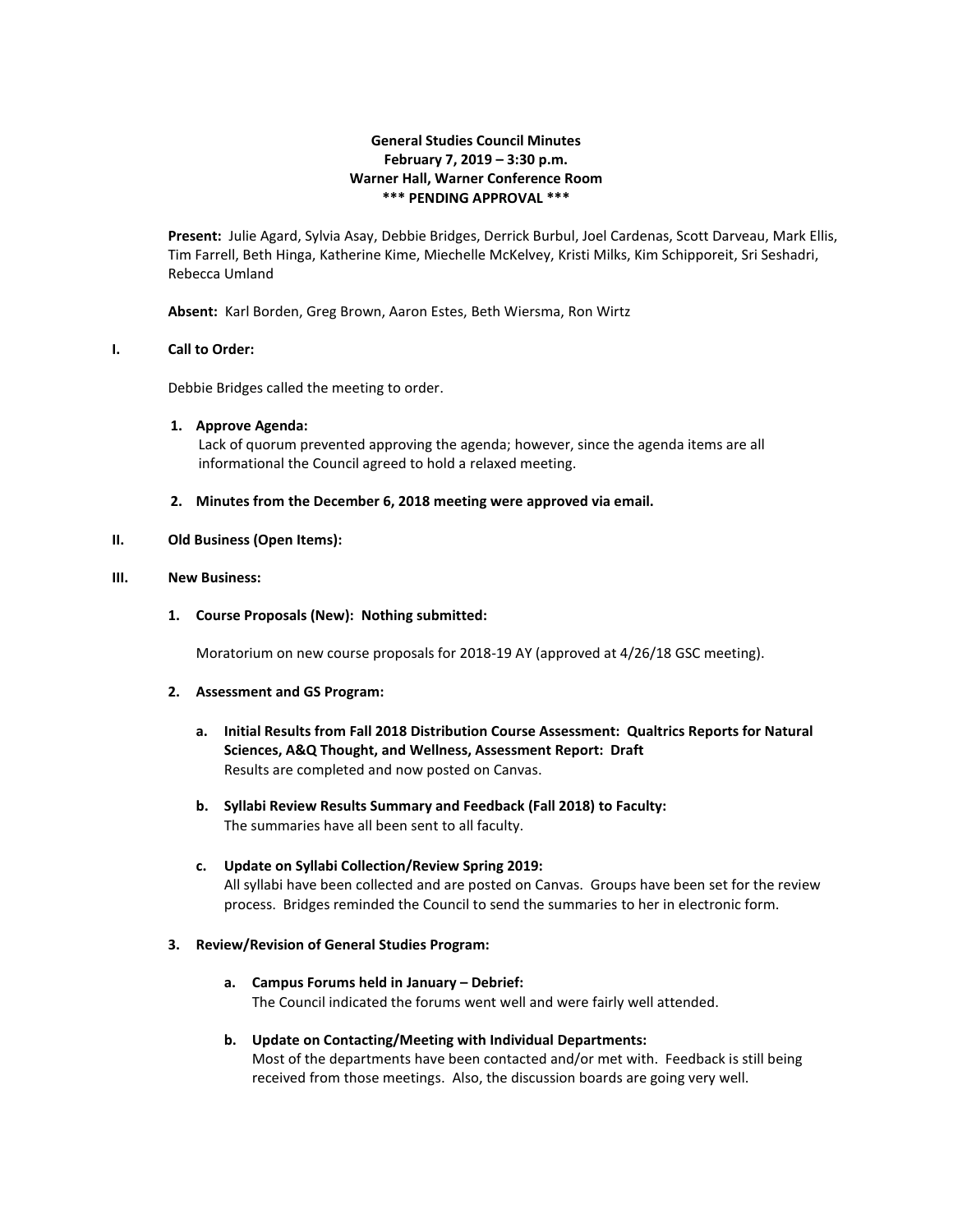**General Studies Council Minutes**
**February 7, 2019 – 3:30 p.m.**
**Warner Hall, Warner Conference Room**
**\*\*\* PENDING APPROVAL \*\*\***

**Present:** Julie Agard, Sylvia Asay, Debbie Bridges, Derrick Burbul, Joel Cardenas, Scott Darveau, Mark Ellis, Tim Farrell, Beth Hinga, Katherine Kime, Miechelle McKelvey, Kristi Milks, Kim Schipporeit, Sri Seshadri, Rebecca Umland

**Absent:** Karl Borden, Greg Brown, Aaron Estes, Beth Wiersma, Ron Wirtz

## I. Call to Order:

Debbie Bridges called the meeting to order.

1. **Approve Agenda:**
   Lack of quorum prevented approving the agenda; however, since the agenda items are all informational the Council agreed to hold a relaxed meeting.

2. **Minutes from the December 6, 2018 meeting were approved via email.**

## II. Old Business (Open Items):

## III. New Business:

1. **Course Proposals (New): Nothing submitted:**

   Moratorium on new course proposals for 2018-19 AY (approved at 4/26/18 GSC meeting).

2. **Assessment and GS Program:**

   a. **Initial Results from Fall 2018 Distribution Course Assessment: Qualtrics Reports for Natural Sciences, A&Q Thought, and Wellness, Assessment Report: Draft**
      Results are completed and now posted on Canvas.

   b. **Syllabi Review Results Summary and Feedback (Fall 2018) to Faculty:**
      The summaries have all been sent to all faculty.

   c. **Update on Syllabi Collection/Review Spring 2019:**
      All syllabi have been collected and are posted on Canvas. Groups have been set for the review process. Bridges reminded the Council to send the summaries to her in electronic form.

3. **Review/Revision of General Studies Program:**

   a. **Campus Forums held in January – Debrief:**
      The Council indicated the forums went well and were fairly well attended.

   b. **Update on Contacting/Meeting with Individual Departments:**
      Most of the departments have been contacted and/or met with. Feedback is still being received from those meetings. Also, the discussion boards are going very well.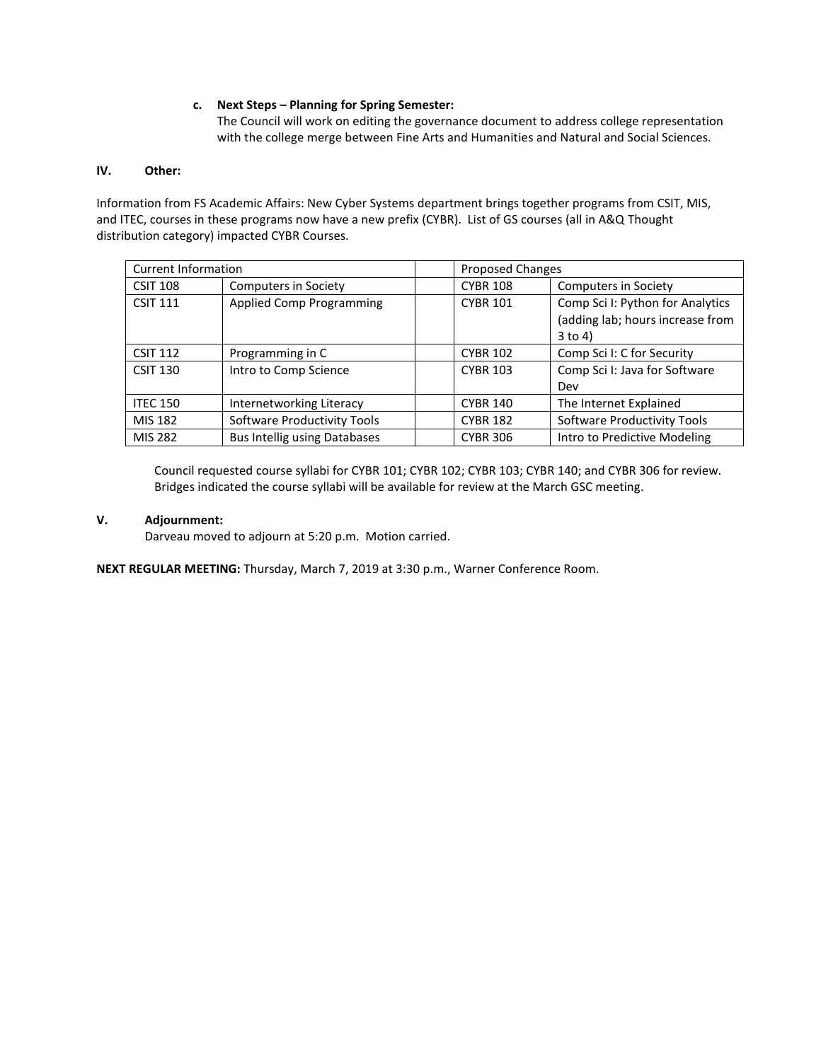**c. Next Steps – Planning for Spring Semester:**

The Council will work on editing the governance document to address college representation with the college merge between Fine Arts and Humanities and Natural and Social Sciences.

## IV. Other:

Information from FS Academic Affairs: New Cyber Systems department brings together programs from CSIT, MIS, and ITEC, courses in these programs now have a new prefix (CYBR). List of GS courses (all in A&Q Thought distribution category) impacted CYBR Courses.

| Current Information | | | Proposed Changes | |
|---|---|---|---|---|
| CSIT 108 | Computers in Society | | CYBR 108 | Computers in Society |
| CSIT 111 | Applied Comp Programming | | CYBR 101 | Comp Sci I: Python for Analytics (adding lab; hours increase from 3 to 4) |
| CSIT 112 | Programming in C | | CYBR 102 | Comp Sci I: C for Security |
| CSIT 130 | Intro to Comp Science | | CYBR 103 | Comp Sci I: Java for Software Dev |
| ITEC 150 | Internetworking Literacy | | CYBR 140 | The Internet Explained |
| MIS 182 | Software Productivity Tools | | CYBR 182 | Software Productivity Tools |
| MIS 282 | Bus Intellig using Databases | | CYBR 306 | Intro to Predictive Modeling |

Council requested course syllabi for CYBR 101; CYBR 102; CYBR 103; CYBR 140; and CYBR 306 for review. Bridges indicated the course syllabi will be available for review at the March GSC meeting.

## V. Adjournment:

Darveau moved to adjourn at 5:20 p.m. Motion carried.

**NEXT REGULAR MEETING:** Thursday, March 7, 2019 at 3:30 p.m., Warner Conference Room.